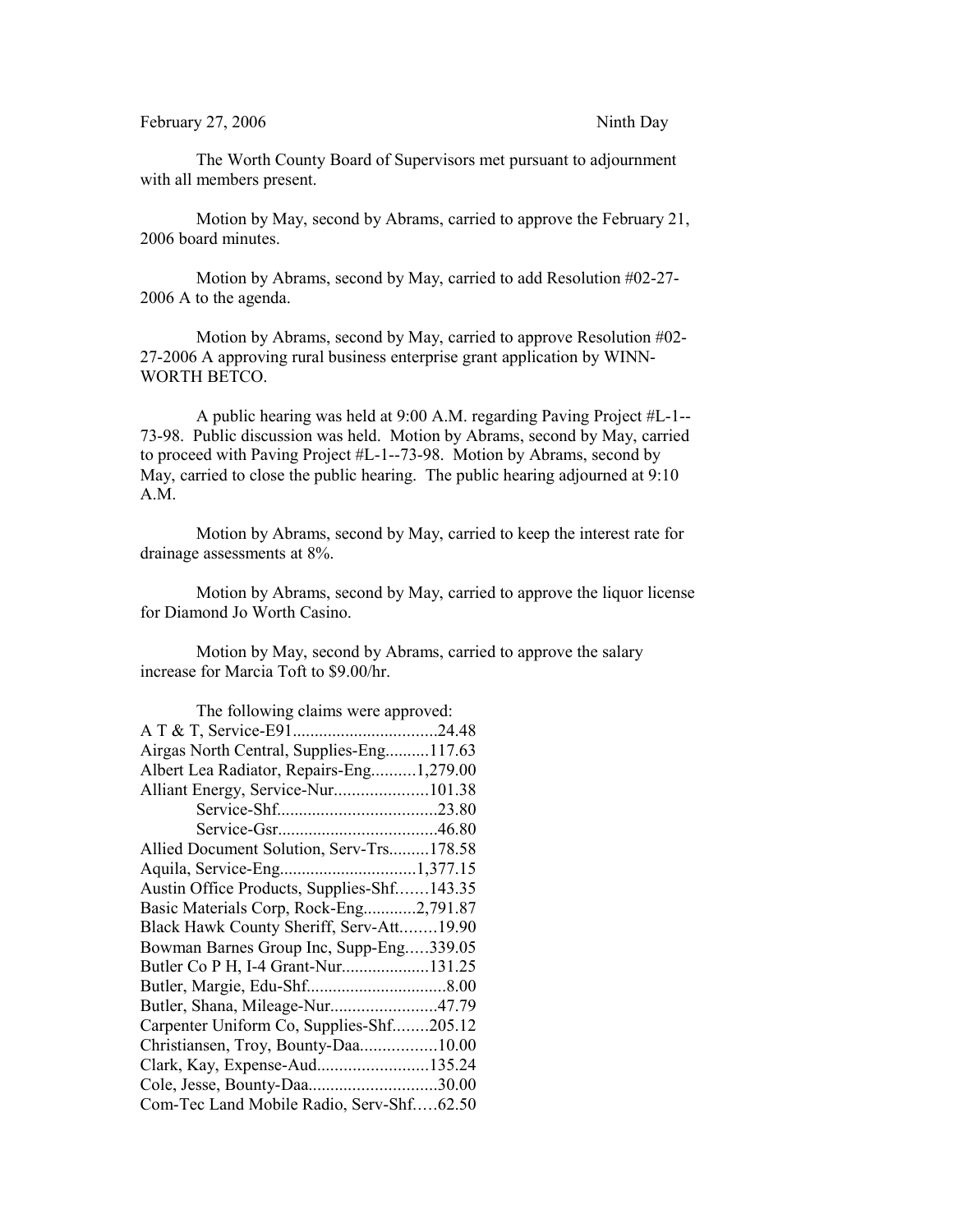February 27, 2006 Ninth Day

The Worth County Board of Supervisors met pursuant to adjournment with all members present.

Motion by May, second by Abrams, carried to approve the February 21, 2006 board minutes.

Motion by Abrams, second by May, carried to add Resolution #02-27-2006 A to the agenda.

Motion by Abrams, second by May, carried to approve Resolution #02-27-2006 A approving rural business enterprise grant application by WINN-WORTH BETCO.

A public hearing was held at 9:00 A.M. regarding Paving Project #L-1--73-98. Public discussion was held. Motion by Abrams, second by May, carried to proceed with Paving Project #L-1--73-98. Motion by Abrams, second by May, carried to close the public hearing. The public hearing adjourned at 9:10 A.M.

Motion by Abrams, second by May, carried to keep the interest rate for drainage assessments at 8%.

Motion by Abrams, second by May, carried to approve the liquor license for Diamond Jo Worth Casino.

Motion by May, second by Abrams, carried to approve the salary increase for Marcia Toft to $9.00/hr.

The following claims were approved:

A T & T, Service-E91................................24.48
Airgas North Central, Supplies-Eng..........117.63
Albert Lea Radiator, Repairs-Eng..........1,279.00
Alliant Energy, Service-Nur.....................101.38
Service-Shf....................................23.80
Service-Gsr....................................46.80
Allied Document Solution, Serv-Trs.........178.58
Aquila, Service-Eng...............................1,377.15
Austin Office Products, Supplies-Shf.......143.35
Basic Materials Corp, Rock-Eng............2,791.87
Black Hawk County Sheriff, Serv-Att........19.90
Bowman Barnes Group Inc, Supp-Eng.....339.05
Butler Co P H, I-4 Grant-Nur...................131.25
Butler, Margie, Edu-Shf...............................8.00
Butler, Shana, Mileage-Nur........................47.79
Carpenter Uniform Co, Supplies-Shf........205.12
Christiansen, Troy, Bounty-Daa.................10.00
Clark, Kay, Expense-Aud.........................135.24
Cole, Jesse, Bounty-Daa.............................30.00
Com-Tec Land Mobile Radio, Serv-Shf.....62.50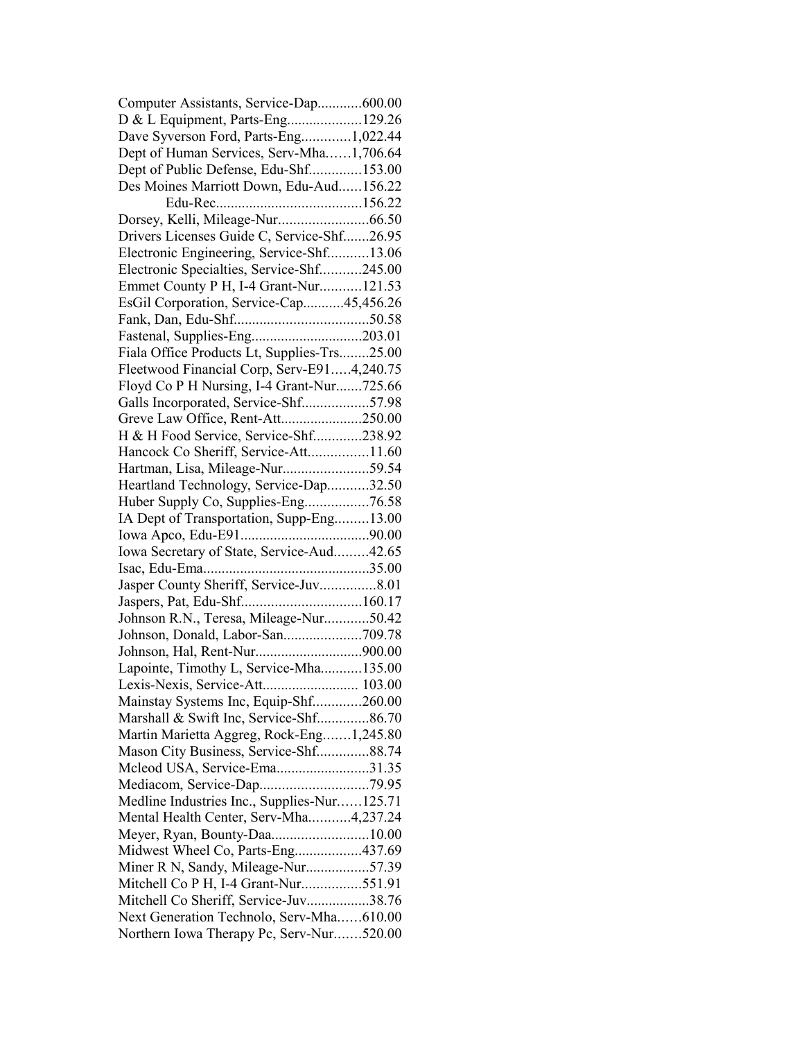Computer Assistants, Service-Dap............600.00
D & L Equipment, Parts-Eng....................129.26
Dave Syverson Ford, Parts-Eng.............1,022.44
Dept of Human Services, Serv-Mha……1,706.64
Dept of Public Defense, Edu-Shf.............153.00
Des Moines Marriott Down, Edu-Aud......156.22
Edu-Rec.......................................156.22
Dorsey, Kelli, Mileage-Nur........................66.50
Drivers Licenses Guide C, Service-Shf.......26.95
Electronic Engineering, Service-Shf...........13.06
Electronic Specialties, Service-Shf...........245.00
Emmet County P H, I-4 Grant-Nur...........121.53
EsGil Corporation, Service-Cap...........45,456.26
Fank, Dan, Edu-Shf....................................50.58
Fastenal, Supplies-Eng.............................203.01
Fiala Office Products Lt, Supplies-Trs........25.00
Fleetwood Financial Corp, Serv-E91…..4,240.75
Floyd Co P H Nursing, I-4 Grant-Nur.......725.66
Galls Incorporated, Service-Shf..................57.98
Greve Law Office, Rent-Att......................250.00
H & H Food Service, Service-Shf.............238.92
Hancock Co Sheriff, Service-Att................11.60
Hartman, Lisa, Mileage-Nur.......................59.54
Heartland Technology, Service-Dap...........32.50
Huber Supply Co, Supplies-Eng.................76.58
IA Dept of Transportation, Supp-Eng.........13.00
Iowa Apco, Edu-E91..................................90.00
Iowa Secretary of State, Service-Aud.........42.65
Isac, Edu-Ema............................................35.00
Jasper County Sheriff, Service-Juv...............8.01
Jaspers, Pat, Edu-Shf................................160.17
Johnson R.N., Teresa, Mileage-Nur............50.42
Johnson, Donald, Labor-San.....................709.78
Johnson, Hal, Rent-Nur............................900.00
Lapointe, Timothy L, Service-Mha...........135.00
Lexis-Nexis, Service-Att.......................... 103.00
Mainstay Systems Inc, Equip-Shf.............260.00
Marshall & Swift Inc, Service-Shf..............86.70
Martin Marietta Aggreg, Rock-Eng…….1,245.80
Mason City Business, Service-Shf..............88.74
Mcleod USA, Service-Ema.........................31.35
Mediacom, Service-Dap.............................79.95
Medline Industries Inc., Supplies-Nur……125.71
Mental Health Center, Serv-Mha...........4,237.24
Meyer, Ryan, Bounty-Daa..........................10.00
Midwest Wheel Co, Parts-Eng..................437.69
Miner R N, Sandy, Mileage-Nur.................57.39
Mitchell Co P H, I-4 Grant-Nur................551.91
Mitchell Co Sheriff, Service-Juv.................38.76
Next Generation Technolo, Serv-Mha……610.00
Northern Iowa Therapy Pc, Serv-Nur…….520.00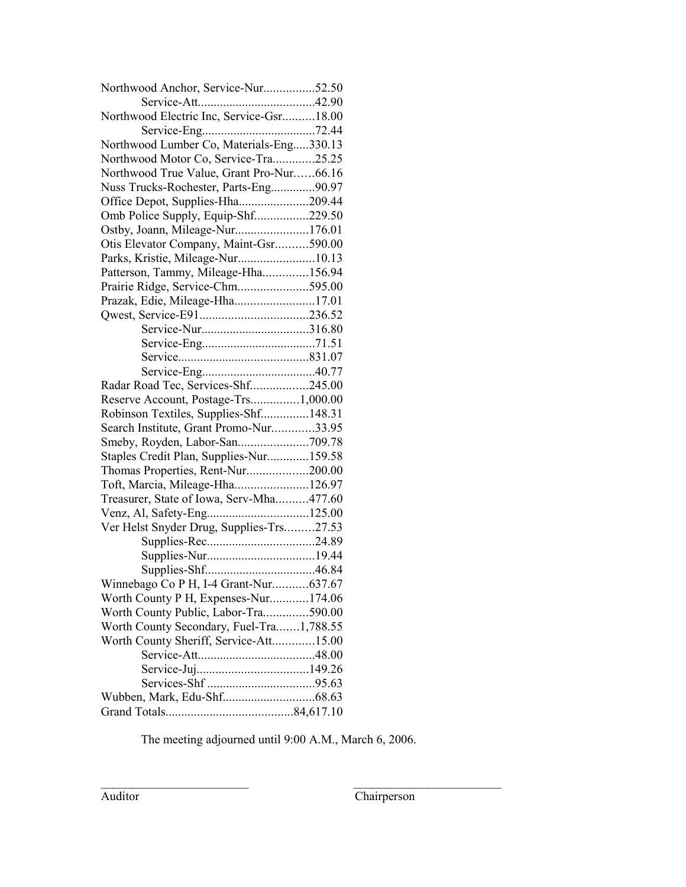Northwood Anchor, Service-Nur................52.50
Service-Att....................................42.90
Northwood Electric Inc, Service-Gsr..........18.00
Service-Eng...................................72.44
Northwood Lumber Co, Materials-Eng.....330.13
Northwood Motor Co, Service-Tra.............25.25
Northwood True Value, Grant Pro-Nur……66.16
Nuss Trucks-Rochester, Parts-Eng.............90.97
Office Depot, Supplies-Hha......................209.44
Omb Police Supply, Equip-Shf.................229.50
Ostby, Joann, Mileage-Nur.......................176.01
Otis Elevator Company, Maint-Gsr..........590.00
Parks, Kristie, Mileage-Nur........................10.13
Patterson, Tammy, Mileage-Hha..............156.94
Prairie Ridge, Service-Chm......................595.00
Prazak, Edie, Mileage-Hha.........................17.01
Qwest, Service-E91..................................236.52
Service-Nur..................................316.80
Service-Eng...................................71.51
Service.........................................831.07
Service-Eng...................................40.77
Radar Road Tec, Services-Shf..................245.00
Reserve Account, Postage-Trs...............1,000.00
Robinson Textiles, Supplies-Shf...............148.31
Search Institute, Grant Promo-Nur.............33.95
Smeby, Royden, Labor-San......................709.78
Staples Credit Plan, Supplies-Nur.............159.58
Thomas Properties, Rent-Nur...................200.00
Toft, Marcia, Mileage-Hha.......................126.97
Treasurer, State of Iowa, Serv-Mha..........477.60
Venz, Al, Safety-Eng................................125.00
Ver Helst Snyder Drug, Supplies-Trs.........27.53
Supplies-Rec..................................24.89
Supplies-Nur..................................19.44
Supplies-Shf..................................46.84
Winnebago Co P H, I-4 Grant-Nur...........637.67
Worth County P H, Expenses-Nur............174.06
Worth County Public, Labor-Tra..............590.00
Worth County Secondary, Fuel-Tra.......1,788.55
Worth County Sheriff, Service-Att.............15.00
Service-Att....................................48.00
Service-Juj...................................149.26
Services-Shf .................................95.63
Wubben, Mark, Edu-Shf............................68.63
Grand Totals........................................84,617.10

The meeting adjourned until 9:00 A.M., March 6, 2006.

________________________ ________________________
Auditor Chairperson